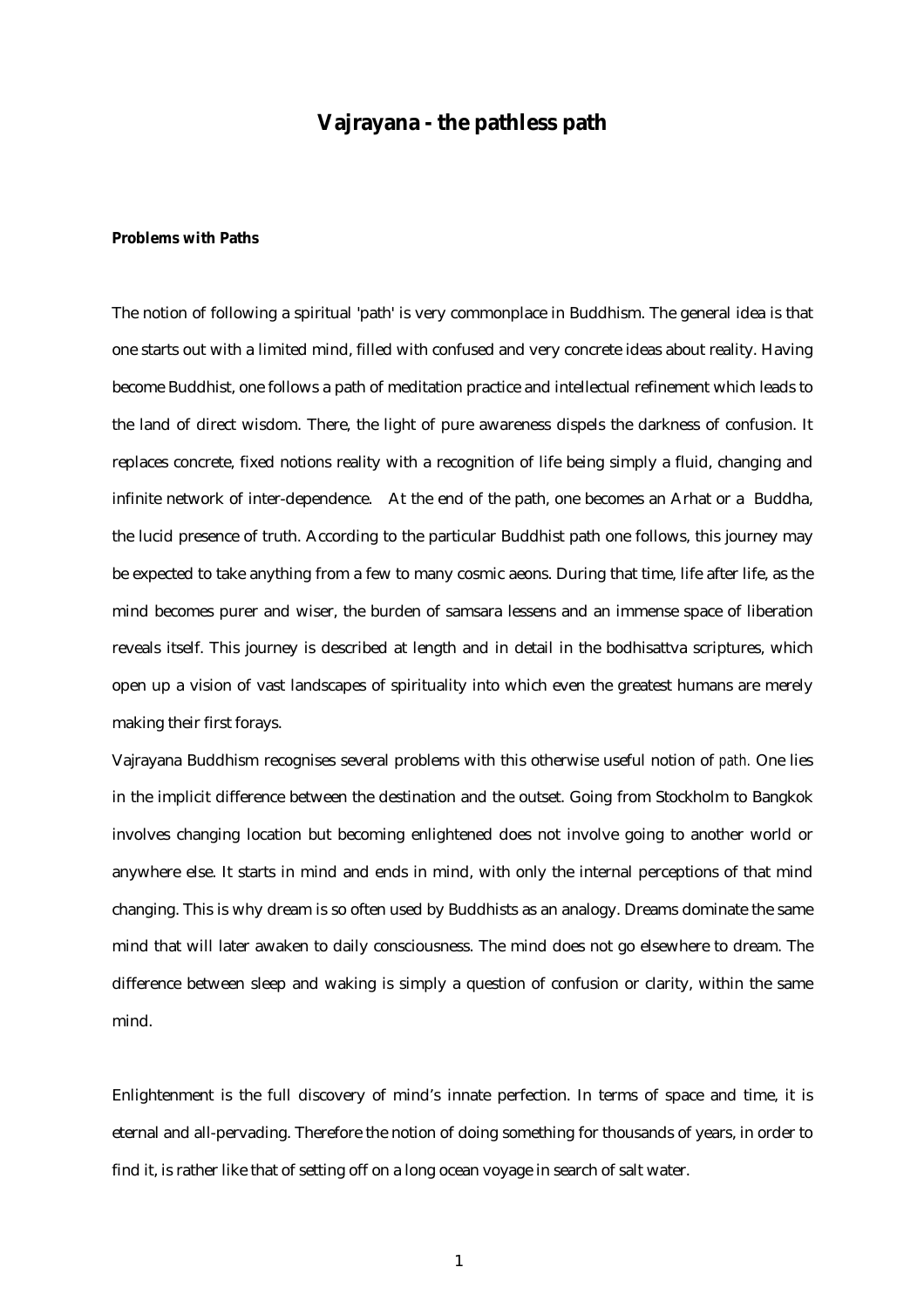# Vajrayana - the pathless path

**Problems with Paths**

The notion of following a spiritual 'path' is very commonplace in Buddhism. The general idea is that one starts out with a limited mind, filled with confused and very concrete ideas about reality. Having become Buddhist, one follows a path of meditation practice and intellectual refinement which leads to the land of direct wisdom. There, the light of pure awareness dispels the darkness of confusion. It replaces concrete, fixed notions reality with a recognition of life being simply a fluid, changing and infinite network of inter-dependence. At the end of the path, one becomes an Arhat or a Buddha, the lucid presence of truth. According to the particular Buddhist path one follows, this journey may be expected to take anything from a few to many cosmic aeons. During that time, life after life, as the mind becomes purer and wiser, the burden of samsara lessens and an immense space of liberation reveals itself. This journey is described at length and in detail in the bodhisattva scriptures, which open up a vision of vast landscapes of spirituality into which even the greatest humans are merely making their first forays.

Vajrayana Buddhism recognises several problems with this otherwise useful notion of *path*. One lies in the implicit difference between the destination and the outset. Going from Stockholm to Bangkok involves changing location but becoming enlightened does not involve going to another world or anywhere else. It starts in mind and ends in mind, with only the internal perceptions of that mind changing. This is why dream is so often used by Buddhists as an analogy. Dreams dominate the same mind that will later awaken to daily consciousness. The mind does not go elsewhere to dream. The difference between sleep and waking is simply a question of confusion or clarity, within the same mind.

Enlightenment is the full discovery of mind's innate perfection. In terms of space and time, it is eternal and all-pervading. Therefore the notion of doing something for thousands of years, in order to find it, is rather like that of setting off on a long ocean voyage in search of salt water.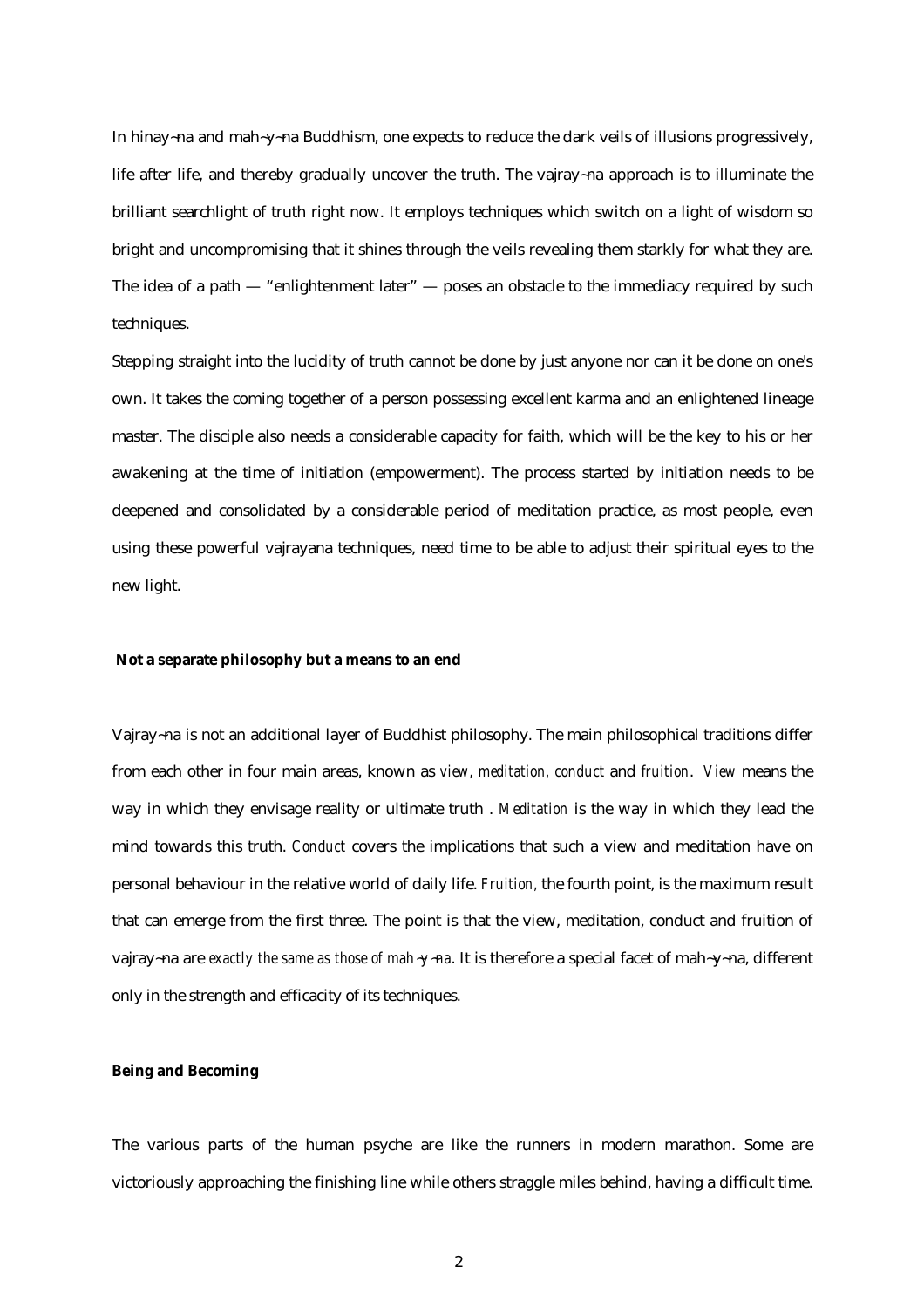In hinay¬na and mah¬y¬na Buddhism, one expects to reduce the dark veils of illusions progressively, life after life, and thereby gradually uncover the truth. The vajray¬na approach is to illuminate the brilliant searchlight of truth right now. It employs techniques which switch on a light of wisdom so bright and uncompromising that it shines through the veils revealing them starkly for what they are. The idea of a path — "enlightenment later" — poses an obstacle to the immediacy required by such techniques.

Stepping straight into the lucidity of truth cannot be done by just anyone nor can it be done on one's own. It takes the coming together of a person possessing excellent karma and an enlightened lineage master. The disciple also needs a considerable capacity for faith, which will be the key to his or her awakening at the time of initiation (empowerment). The process started by initiation needs to be deepened and consolidated by a considerable period of meditation practice, as most people, even using these powerful vajrayana techniques, need time to be able to adjust their spiritual eyes to the new light.

**Not a separate philosophy but a means to an end**

Vajray¬na is not an additional layer of Buddhist philosophy. The main philosophical traditions differ from each other in four main areas, known as *view, meditation, conduct* and *fruition*. *View* means the way in which they envisage reality or ultimate truth . *Meditation* is the way in which they lead the mind towards this truth. *Conduct* covers the implications that such a view and meditation have on personal behaviour in the relative world of daily life. *Fruition*, the fourth point, is the maximum result that can emerge from the first three. The point is that the view, meditation, conduct and fruition of vajray¬na are *exactly the same as those of mah¬y¬na*. It is therefore a special facet of mah¬y¬na, different only in the strength and efficacity of its techniques.

**Being and Becoming**

The various parts of the human psyche are like the runners in modern marathon. Some are victoriously approaching the finishing line while others straggle miles behind, having a difficult time.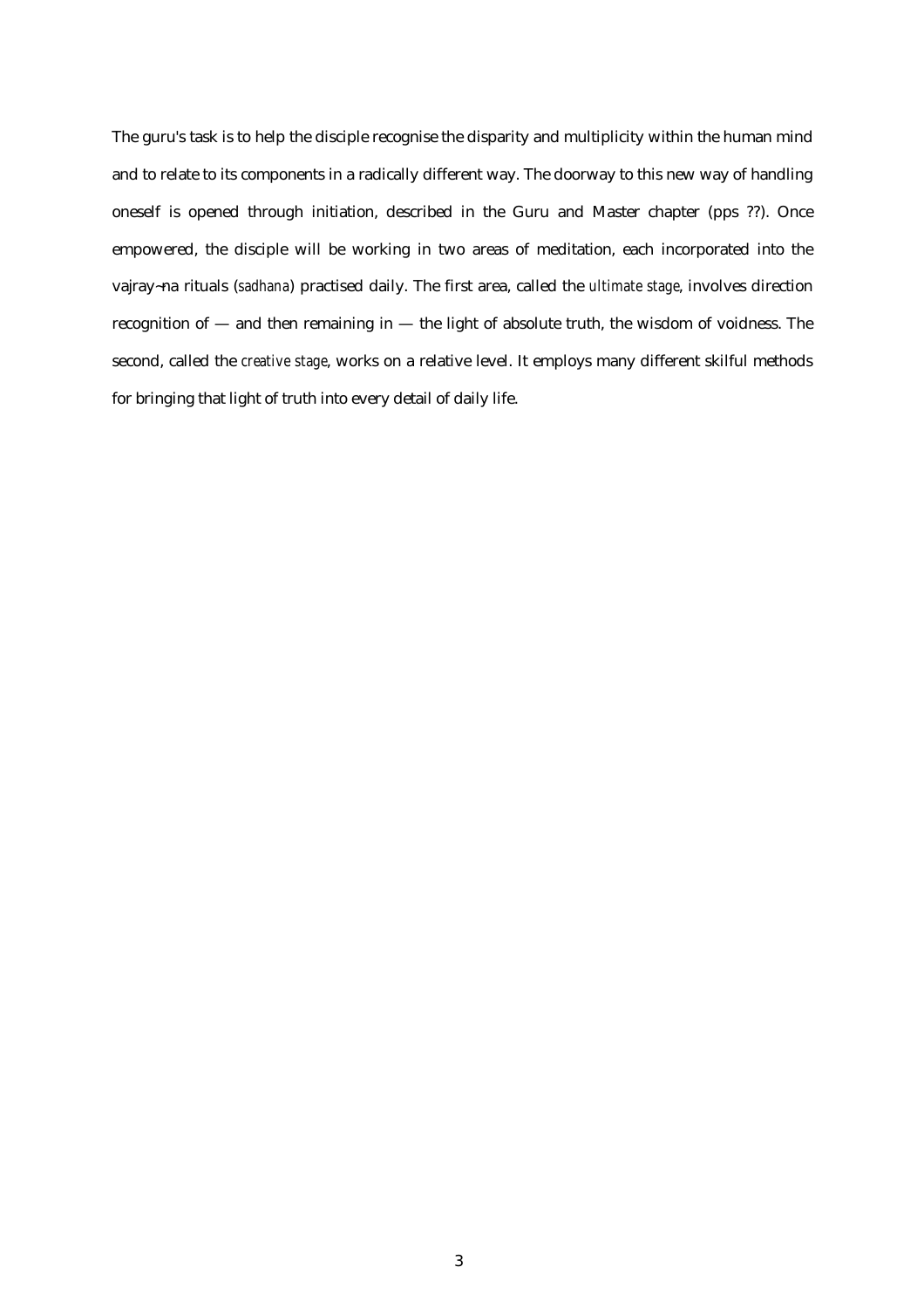The guru's task is to help the disciple recognise the disparity and multiplicity within the human mind and to relate to its components in a radically different way. The doorway to this new way of handling oneself is opened through initiation, described in the Guru and Master chapter (pps ??). Once empowered, the disciple will be working in two areas of meditation, each incorporated into the vajray¬na rituals (*sadhana*) practised daily. The first area, called the *ultimate stage*, involves direction recognition of — and then remaining in — the light of absolute truth, the wisdom of voidness. The second, called the *creative stage*, works on a relative level. It employs many different skilful methods for bringing that light of truth into every detail of daily life.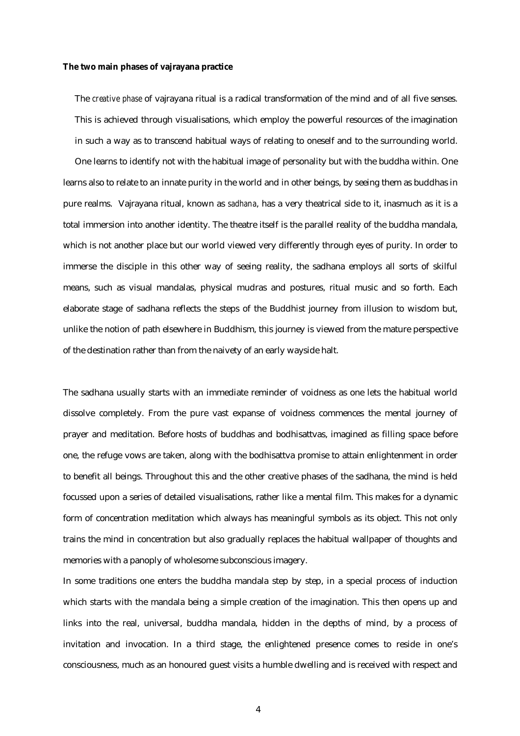**The two main phases of vajrayana practice**

The *creative phase* of vajrayana ritual is a radical transformation of the mind and of all five senses. This is achieved through visualisations, which employ the powerful resources of the imagination in such a way as to transcend habitual ways of relating to oneself and to the surrounding world.

One learns to identify not with the habitual image of personality but with the buddha within. One learns also to relate to an innate purity in the world and in other beings, by seeing them as buddhas in pure realms. Vajrayana ritual, known as *sadhana*, has a very theatrical side to it, inasmuch as it is a total immersion into another identity. The theatre itself is the parallel reality of the buddha mandala, which is not another place but our world viewed very differently through eyes of purity. In order to immerse the disciple in this other way of seeing reality, the sadhana employs all sorts of skilful means, such as visual mandalas, physical mudras and postures, ritual music and so forth. Each elaborate stage of sadhana reflects the steps of the Buddhist journey from illusion to wisdom but, unlike the notion of path elsewhere in Buddhism, this journey is viewed from the mature perspective of the destination rather than from the naivety of an early wayside halt.

The sadhana usually starts with an immediate reminder of voidness as one lets the habitual world dissolve completely. From the pure vast expanse of voidness commences the mental journey of prayer and meditation. Before hosts of buddhas and bodhisattvas, imagined as filling space before one, the refuge vows are taken, along with the bodhisattva promise to attain enlightenment in order to benefit all beings. Throughout this and the other creative phases of the sadhana, the mind is held focussed upon a series of detailed visualisations, rather like a mental film. This makes for a dynamic form of concentration meditation which always has meaningful symbols as its object. This not only trains the mind in concentration but also gradually replaces the habitual wallpaper of thoughts and memories with a panoply of wholesome subconscious imagery.

In some traditions one enters the buddha mandala step by step, in a special process of induction which starts with the mandala being a simple creation of the imagination. This then opens up and links into the real, universal, buddha mandala, hidden in the depths of mind, by a process of invitation and invocation. In a third stage, the enlightened presence comes to reside in one's consciousness, much as an honoured guest visits a humble dwelling and is received with respect and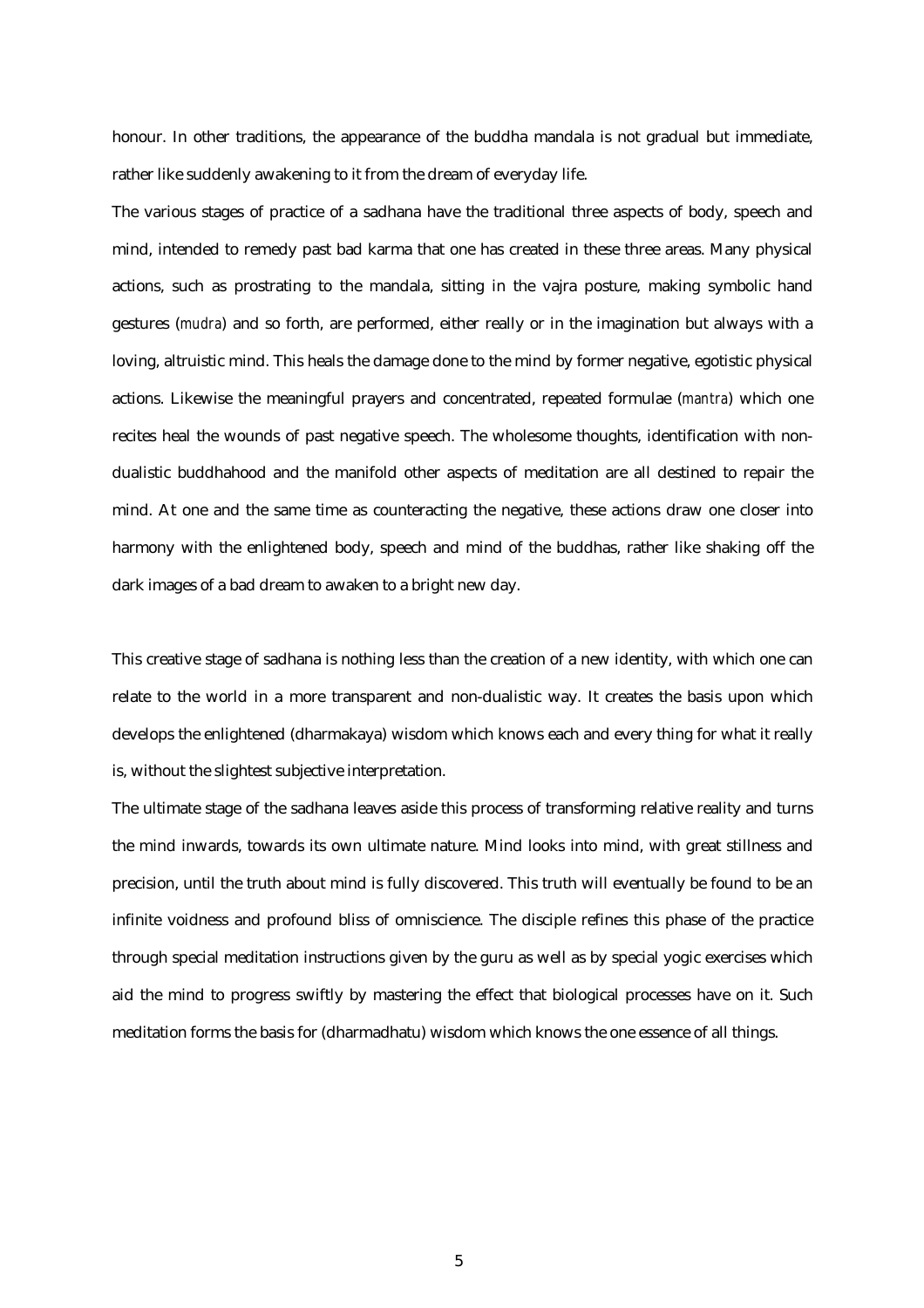honour. In other traditions, the appearance of the buddha mandala is not gradual but immediate, rather like suddenly awakening to it from the dream of everyday life.

The various stages of practice of a sadhana have the traditional three aspects of body, speech and mind, intended to remedy past bad karma that one has created in these three areas. Many physical actions, such as prostrating to the mandala, sitting in the vajra posture, making symbolic hand gestures (*mudra*) and so forth, are performed, either really or in the imagination but always with a loving, altruistic mind. This heals the damage done to the mind by former negative, egotistic physical actions. Likewise the meaningful prayers and concentrated, repeated formulae (*mantra*) which one recites heal the wounds of past negative speech. The wholesome thoughts, identification with non-dualistic buddhahood and the manifold other aspects of meditation are all destined to repair the mind. At one and the same time as counteracting the negative, these actions draw one closer into harmony with the enlightened body, speech and mind of the buddhas, rather like shaking off the dark images of a bad dream to awaken to a bright new day.

This creative stage of sadhana is nothing less than the creation of a new identity, with which one can relate to the world in a more transparent and non-dualistic way. It creates the basis upon which develops the enlightened (dharmakaya) wisdom which knows each and every thing for what it really is, without the slightest subjective interpretation.

The ultimate stage of the sadhana leaves aside this process of transforming relative reality and turns the mind inwards, towards its own ultimate nature. Mind looks into mind, with great stillness and precision, until the truth about mind is fully discovered. This truth will eventually be found to be an infinite voidness and profound bliss of omniscience. The disciple refines this phase of the practice through special meditation instructions given by the guru as well as by special yogic exercises which aid the mind to progress swiftly by mastering the effect that biological processes have on it. Such meditation forms the basis for (dharmadhatu) wisdom which knows the one essence of all things.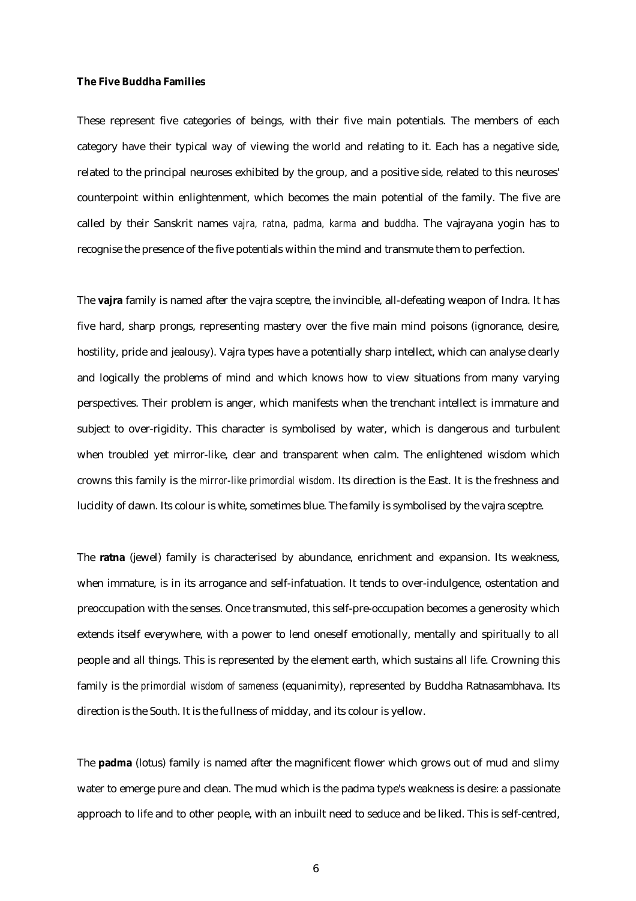**The Five Buddha Families**

These represent five categories of beings, with their five main potentials. The members of each category have their typical way of viewing the world and relating to it. Each has a negative side, related to the principal neuroses exhibited by the group, and a positive side, related to this neuroses' counterpoint within enlightenment, which becomes the main potential of the family. The five are called by their Sanskrit names *vajra, ratna, padma, karma* and *buddha*. The vajrayana yogin has to recognise the presence of the five potentials within the mind and transmute them to perfection.

The **vajra** family is named after the vajra sceptre, the invincible, all-defeating weapon of Indra. It has five hard, sharp prongs, representing mastery over the five main mind poisons (ignorance, desire, hostility, pride and jealousy). Vajra types have a potentially sharp intellect, which can analyse clearly and logically the problems of mind and which knows how to view situations from many varying perspectives. Their problem is anger, which manifests when the trenchant intellect is immature and subject to over-rigidity. This character is symbolised by water, which is dangerous and turbulent when troubled yet mirror-like, clear and transparent when calm. The enlightened wisdom which crowns this family is the *mirror-like primordial wisdom*. Its direction is the East. It is the freshness and lucidity of dawn. Its colour is white, sometimes blue. The family is symbolised by the vajra sceptre.

The **ratna** (jewel) family is characterised by abundance, enrichment and expansion. Its weakness, when immature, is in its arrogance and self-infatuation. It tends to over-indulgence, ostentation and preoccupation with the senses. Once transmuted, this self-pre-occupation becomes a generosity which extends itself everywhere, with a power to lend oneself emotionally, mentally and spiritually to all people and all things. This is represented by the element earth, which sustains all life. Crowning this family is the *primordial wisdom of sameness* (equanimity), represented by Buddha Ratnasambhava. Its direction is the South. It is the fullness of midday, and its colour is yellow.

The **padma** (lotus) family is named after the magnificent flower which grows out of mud and slimy water to emerge pure and clean. The mud which is the padma type's weakness is desire: a passionate approach to life and to other people, with an inbuilt need to seduce and be liked. This is self-centred,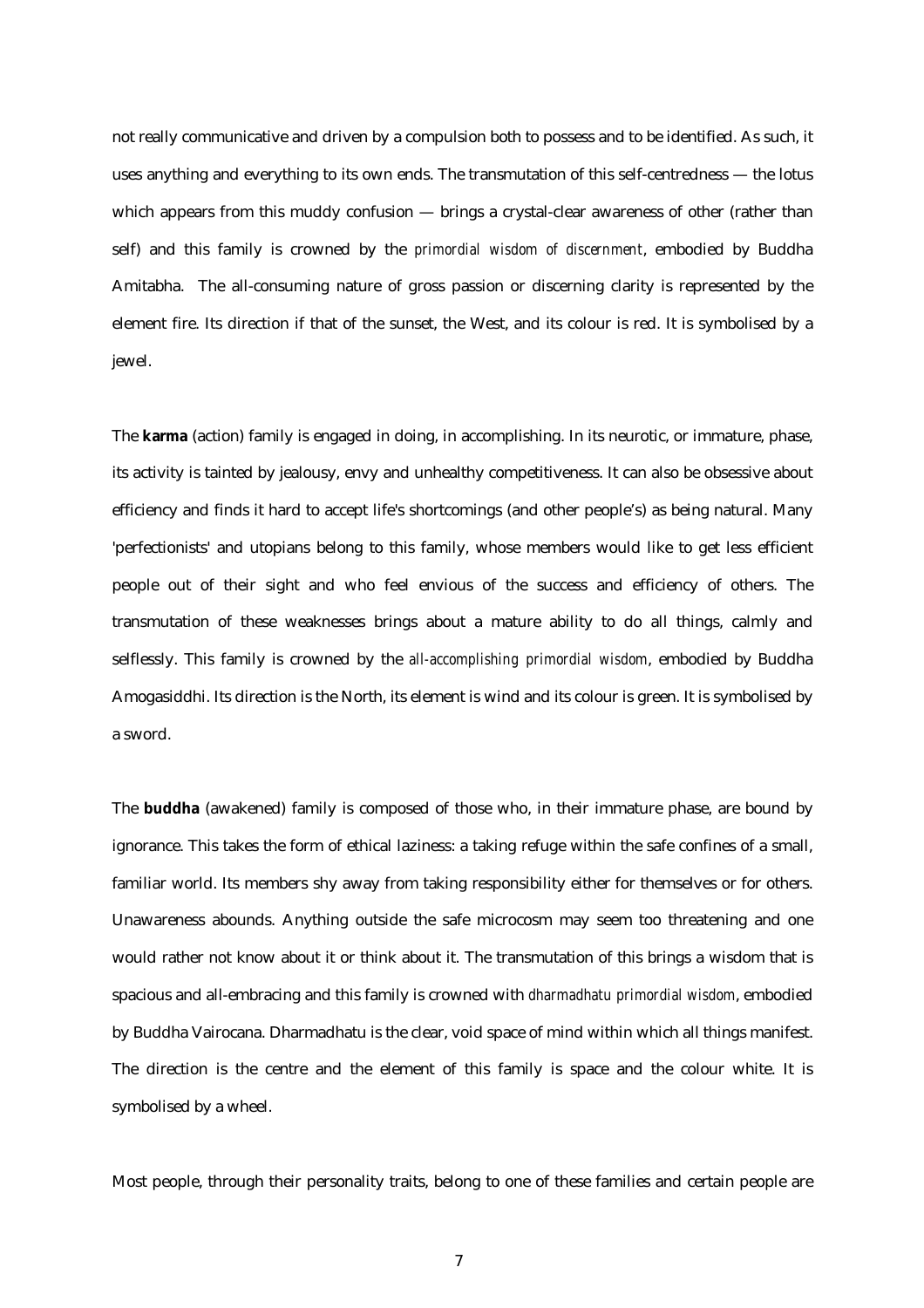not really communicative and driven by a compulsion both to possess and to be identified. As such, it uses anything and everything to its own ends. The transmutation of this self-centredness — the lotus which appears from this muddy confusion — brings a crystal-clear awareness of other (rather than self) and this family is crowned by the *primordial wisdom of discernment*, embodied by Buddha Amitabha. The all-consuming nature of gross passion or discerning clarity is represented by the element fire. Its direction if that of the sunset, the West, and its colour is red. It is symbolised by a jewel.

The **karma** (action) family is engaged in doing, in accomplishing. In its neurotic, or immature, phase, its activity is tainted by jealousy, envy and unhealthy competitiveness. It can also be obsessive about efficiency and finds it hard to accept life's shortcomings (and other people's) as being natural. Many 'perfectionists' and utopians belong to this family, whose members would like to get less efficient people out of their sight and who feel envious of the success and efficiency of others. The transmutation of these weaknesses brings about a mature ability to do all things, calmly and selflessly. This family is crowned by the *all-accomplishing primordial wisdom*, embodied by Buddha Amogasiddhi. Its direction is the North, its element is wind and its colour is green. It is symbolised by a sword.

The **buddha** (awakened) family is composed of those who, in their immature phase, are bound by ignorance. This takes the form of ethical laziness: a taking refuge within the safe confines of a small, familiar world. Its members shy away from taking responsibility either for themselves or for others. Unawareness abounds. Anything outside the safe microcosm may seem too threatening and one would rather not know about it or think about it. The transmutation of this brings a wisdom that is spacious and all-embracing and this family is crowned with *dharmadhatu primordial wisdom*, embodied by Buddha Vairocana. Dharmadhatu is the clear, void space of mind within which all things manifest. The direction is the centre and the element of this family is space and the colour white. It is symbolised by a wheel.

Most people, through their personality traits, belong to one of these families and certain people are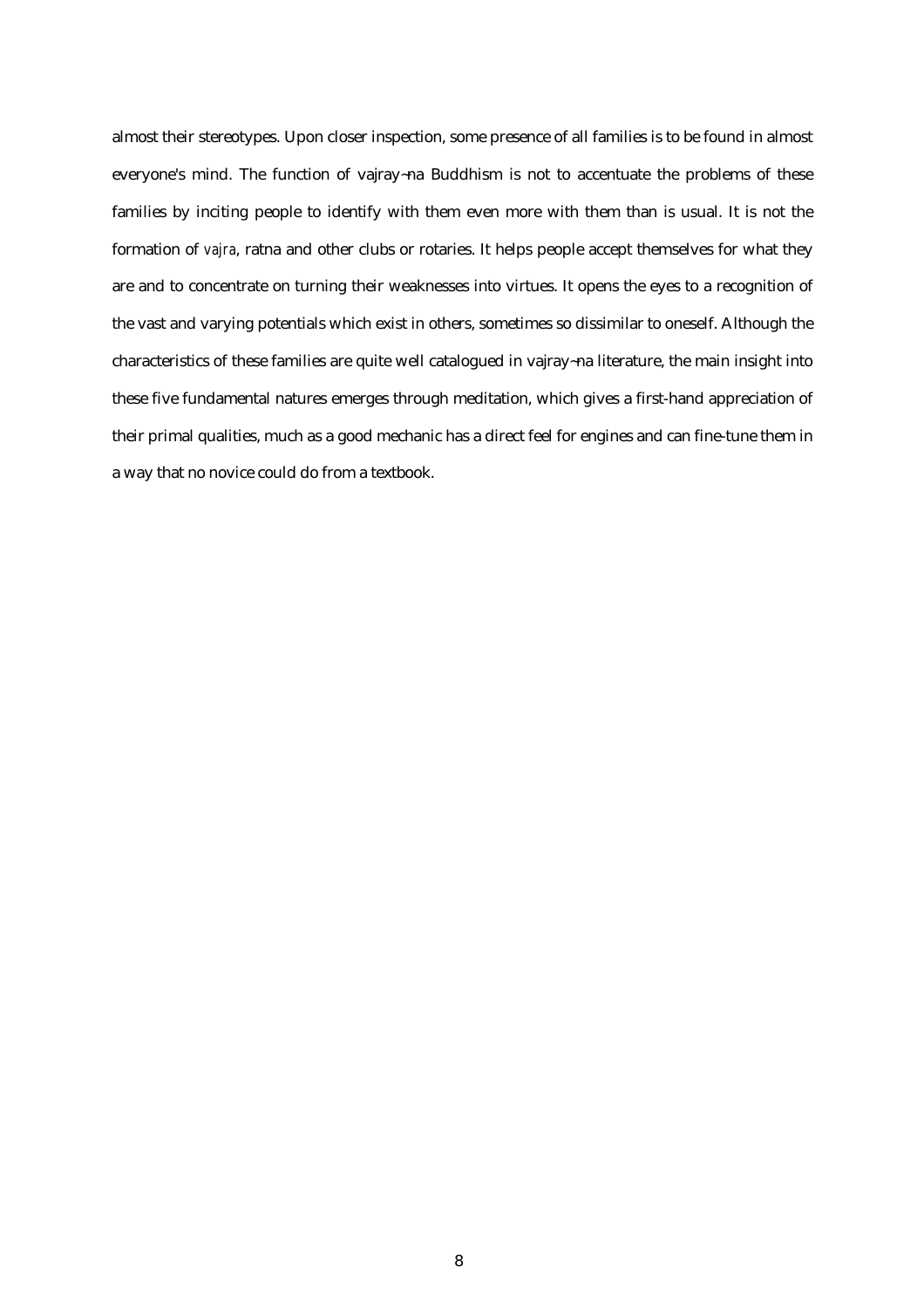almost their stereotypes. Upon closer inspection, some presence of all families is to be found in almost everyone's mind. The function of vajray¬na Buddhism is not to accentuate the problems of these families by inciting people to identify with them even more with them than is usual. It is not the formation of *vajra*, ratna and other clubs or rotaries. It helps people accept themselves for what they are and to concentrate on turning their weaknesses into virtues. It opens the eyes to a recognition of the vast and varying potentials which exist in others, sometimes so dissimilar to oneself. Although the characteristics of these families are quite well catalogued in vajray¬na literature, the main insight into these five fundamental natures emerges through meditation, which gives a first-hand appreciation of their primal qualities, much as a good mechanic has a direct feel for engines and can fine-tune them in a way that no novice could do from a textbook.